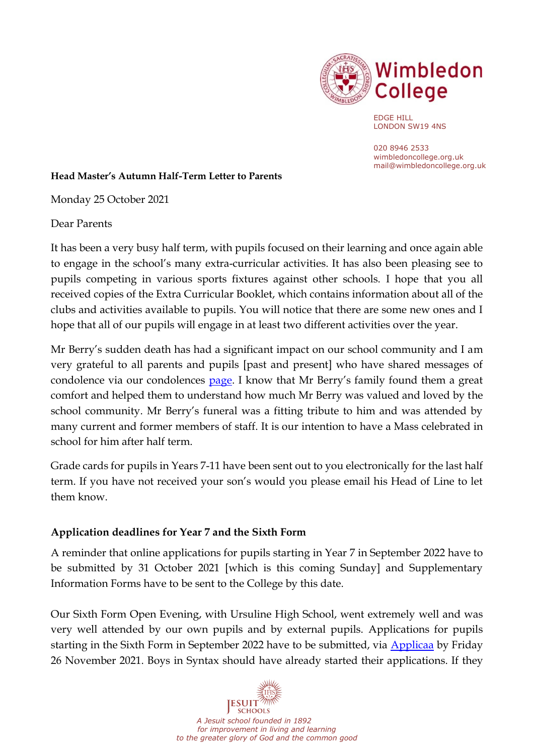Wimbledon College

EDGE HILL
LONDON SW19 4NS

020 8946 2533
wimbledoncollege.org.uk
mail@wimbledoncollege.org.uk

**Head Master's Autumn Half-Term Letter to Parents**

Monday 25 October 2021

Dear Parents

It has been a very busy half term, with pupils focused on their learning and once again able to engage in the school's many extra-curricular activities. It has also been pleasing see to pupils competing in various sports fixtures against other schools. I hope that you all received copies of the Extra Curricular Booklet, which contains information about all of the clubs and activities available to pupils. You will notice that there are some new ones and I hope that all of our pupils will engage in at least two different activities over the year.

Mr Berry's sudden death has had a significant impact on our school community and I am very grateful to all parents and pupils [past and present] who have shared messages of condolence via our condolences page. I know that Mr Berry's family found them a great comfort and helped them to understand how much Mr Berry was valued and loved by the school community. Mr Berry's funeral was a fitting tribute to him and was attended by many current and former members of staff. It is our intention to have a Mass celebrated in school for him after half term.

Grade cards for pupils in Years 7-11 have been sent out to you electronically for the last half term. If you have not received your son's would you please email his Head of Line to let them know.

**Application deadlines for Year 7 and the Sixth Form**

A reminder that online applications for pupils starting in Year 7 in September 2022 have to be submitted by 31 October 2021 [which is this coming Sunday] and Supplementary Information Forms have to be sent to the College by this date.

Our Sixth Form Open Evening, with Ursuline High School, went extremely well and was very well attended by our own pupils and by external pupils. Applications for pupils starting in the Sixth Form in September 2022 have to be submitted, via Applicaa by Friday 26 November 2021. Boys in Syntax should have already started their applications. If they

JESUIT SCHOOLS

*A Jesuit school founded in 1892*
*for improvement in living and learning*
*to the greater glory of God and the common good*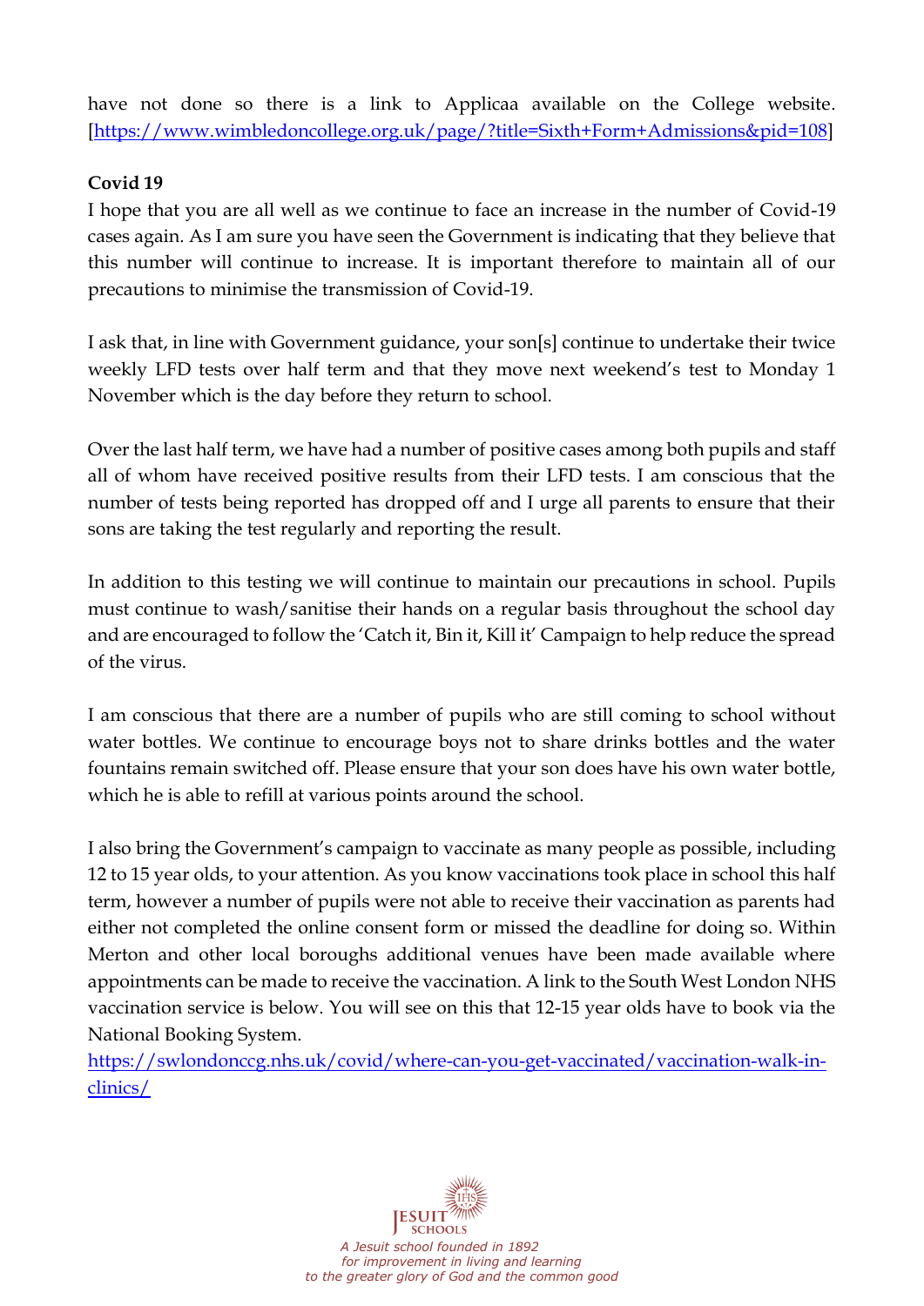have not done so there is a link to Applicaa available on the College website. [https://www.wimbledoncollege.org.uk/page/?title=Sixth+Form+Admissions&pid=108]

**Covid 19**

I hope that you are all well as we continue to face an increase in the number of Covid-19 cases again. As I am sure you have seen the Government is indicating that they believe that this number will continue to increase. It is important therefore to maintain all of our precautions to minimise the transmission of Covid-19.

I ask that, in line with Government guidance, your son[s] continue to undertake their twice weekly LFD tests over half term and that they move next weekend's test to Monday 1 November which is the day before they return to school.

Over the last half term, we have had a number of positive cases among both pupils and staff all of whom have received positive results from their LFD tests. I am conscious that the number of tests being reported has dropped off and I urge all parents to ensure that their sons are taking the test regularly and reporting the result.

In addition to this testing we will continue to maintain our precautions in school. Pupils must continue to wash/sanitise their hands on a regular basis throughout the school day and are encouraged to follow the 'Catch it, Bin it, Kill it' Campaign to help reduce the spread of the virus.

I am conscious that there are a number of pupils who are still coming to school without water bottles. We continue to encourage boys not to share drinks bottles and the water fountains remain switched off. Please ensure that your son does have his own water bottle, which he is able to refill at various points around the school.

I also bring the Government's campaign to vaccinate as many people as possible, including 12 to 15 year olds, to your attention. As you know vaccinations took place in school this half term, however a number of pupils were not able to receive their vaccination as parents had either not completed the online consent form or missed the deadline for doing so. Within Merton and other local boroughs additional venues have been made available where appointments can be made to receive the vaccination. A link to the South West London NHS vaccination service is below. You will see on this that 12-15 year olds have to book via the National Booking System.
https://swlondonccg.nhs.uk/covid/where-can-you-get-vaccinated/vaccination-walk-in-clinics/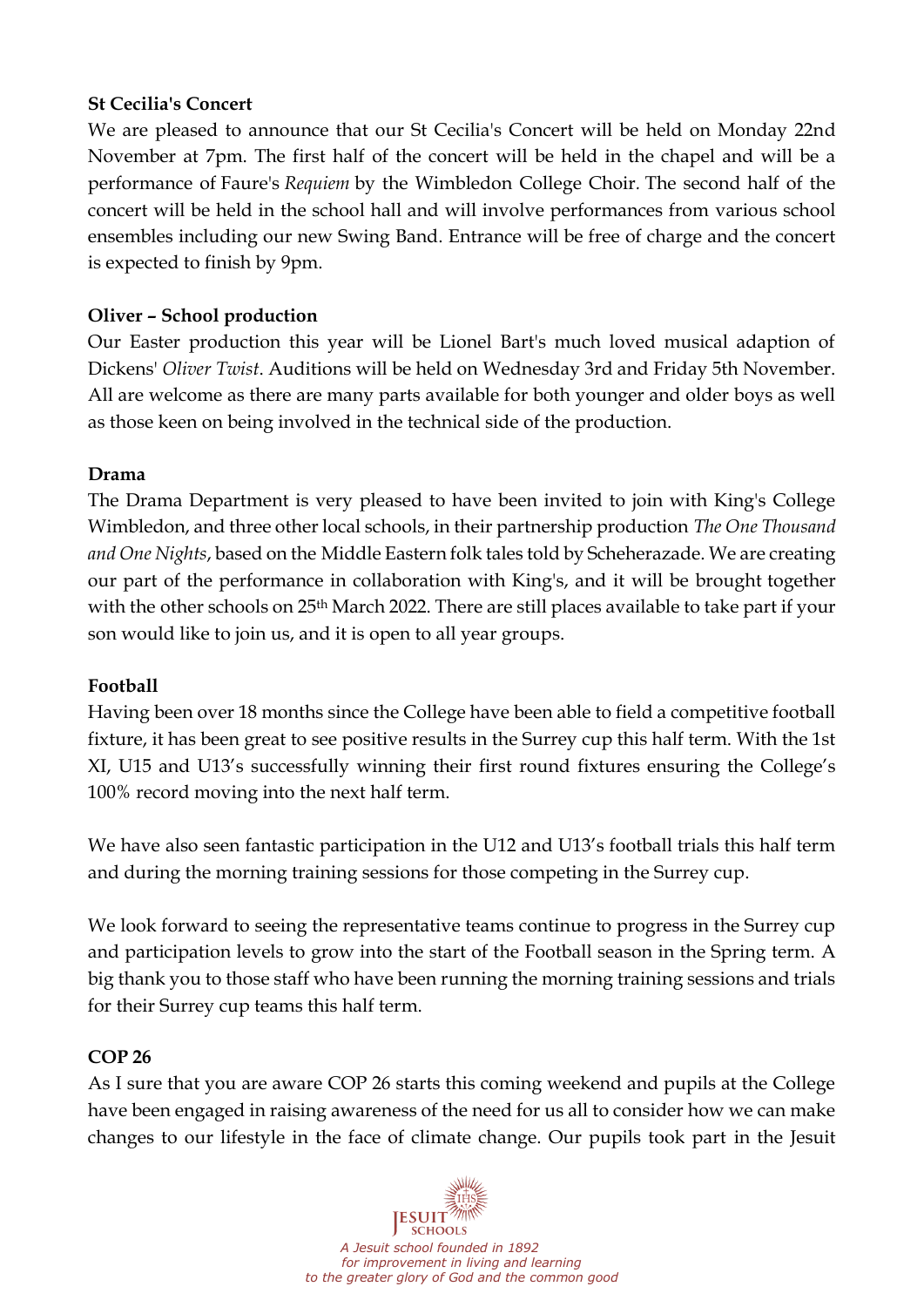**St Cecilia's Concert**

We are pleased to announce that our St Cecilia's Concert will be held on Monday 22nd November at 7pm. The first half of the concert will be held in the chapel and will be a performance of Faure's *Requiem* by the Wimbledon College Choir. The second half of the concert will be held in the school hall and will involve performances from various school ensembles including our new Swing Band. Entrance will be free of charge and the concert is expected to finish by 9pm.

**Oliver – School production**

Our Easter production this year will be Lionel Bart's much loved musical adaption of Dickens' *Oliver Twist*. Auditions will be held on Wednesday 3rd and Friday 5th November. All are welcome as there are many parts available for both younger and older boys as well as those keen on being involved in the technical side of the production.

**Drama**

The Drama Department is very pleased to have been invited to join with King's College Wimbledon, and three other local schools, in their partnership production *The One Thousand and One Nights*, based on the Middle Eastern folk tales told by Scheherazade. We are creating our part of the performance in collaboration with King's, and it will be brought together with the other schools on 25th March 2022. There are still places available to take part if your son would like to join us, and it is open to all year groups.

**Football**

Having been over 18 months since the College have been able to field a competitive football fixture, it has been great to see positive results in the Surrey cup this half term. With the 1st XI, U15 and U13's successfully winning their first round fixtures ensuring the College's 100% record moving into the next half term.

We have also seen fantastic participation in the U12 and U13's football trials this half term and during the morning training sessions for those competing in the Surrey cup.

We look forward to seeing the representative teams continue to progress in the Surrey cup and participation levels to grow into the start of the Football season in the Spring term. A big thank you to those staff who have been running the morning training sessions and trials for their Surrey cup teams this half term.

**COP 26**

As I sure that you are aware COP 26 starts this coming weekend and pupils at the College have been engaged in raising awareness of the need for us all to consider how we can make changes to our lifestyle in the face of climate change. Our pupils took part in the Jesuit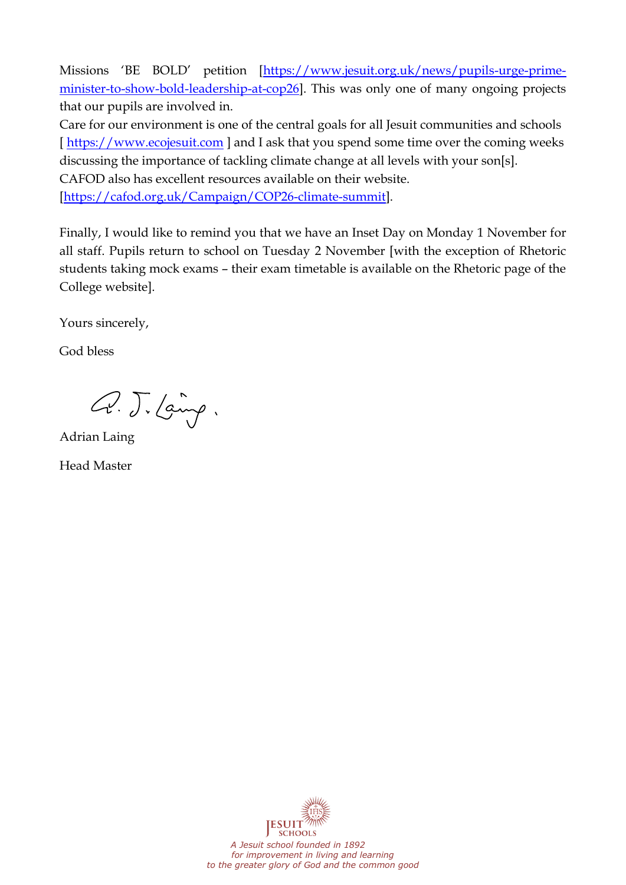Missions 'BE BOLD' petition [https://www.jesuit.org.uk/news/pupils-urge-prime-minister-to-show-bold-leadership-at-cop26]. This was only one of many ongoing projects that our pupils are involved in.

Care for our environment is one of the central goals for all Jesuit communities and schools [ https://www.ecojesuit.com ] and I ask that you spend some time over the coming weeks discussing the importance of tackling climate change at all levels with your son[s].

CAFOD also has excellent resources available on their website. [https://cafod.org.uk/Campaign/COP26-climate-summit].

Finally, I would like to remind you that we have an Inset Day on Monday 1 November for all staff. Pupils return to school on Tuesday 2 November [with the exception of Rhetoric students taking mock exams – their exam timetable is available on the Rhetoric page of the College website].

Yours sincerely,

God bless

Adrian Laing

Head Master

*A Jesuit school founded in 1892*
*for improvement in living and learning*
*to the greater glory of God and the common good*